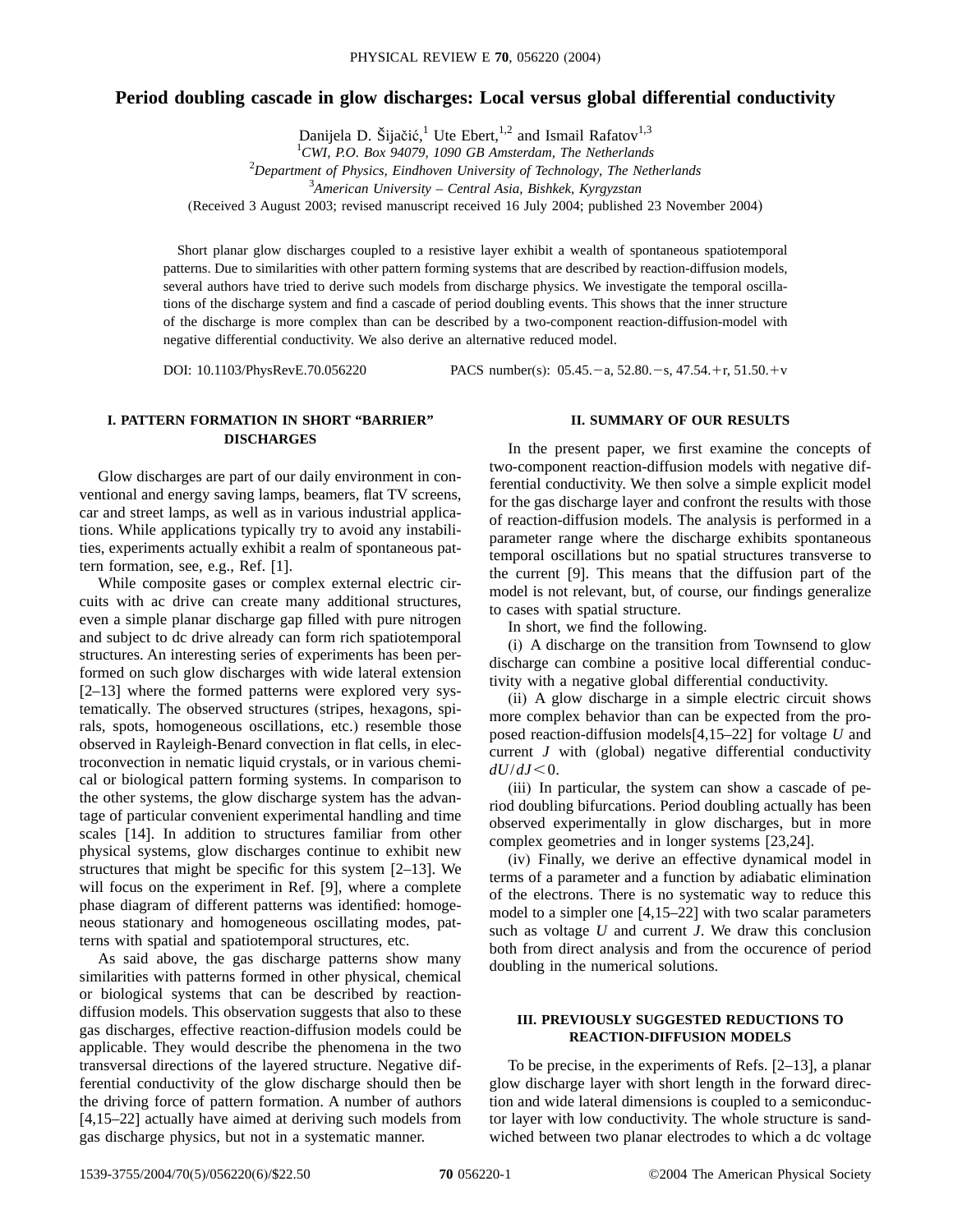# Period doubling cascade in glow discharges: Local versus global differential conductivity

Danijela D. Šijačić,[1] Ute Ebert,[1,2] and Ismail Rafatov[1,3]

[1]CWI, P.O. Box 94079, 1090 GB Amsterdam, The Netherlands

[2]Department of Physics, Eindhoven University of Technology, The Netherlands

[3]American University – Central Asia, Bishkek, Kyrgyzstan

(Received 3 August 2003; revised manuscript received 16 July 2004; published 23 November 2004)

Short planar glow discharges coupled to a resistive layer exhibit a wealth of spontaneous spatiotemporal patterns. Due to similarities with other pattern forming systems that are described by reaction-diffusion models, several authors have tried to derive such models from discharge physics. We investigate the temporal oscillations of the discharge system and find a cascade of period doubling events. This shows that the inner structure of the discharge is more complex than can be described by a two-component reaction-diffusion-model with negative differential conductivity. We also derive an alternative reduced model.

DOI: 10.1103/PhysRevE.70.056220 PACS number(s): 05.45.−a, 52.80.−s, 47.54.+r, 51.50.+v

## I. PATTERN FORMATION IN SHORT "BARRIER" DISCHARGES

Glow discharges are part of our daily environment in conventional and energy saving lamps, beamers, flat TV screens, car and street lamps, as well as in various industrial applications. While applications typically try to avoid any instabilities, experiments actually exhibit a realm of spontaneous pattern formation, see, e.g., Ref. [1].

While composite gases or complex external electric circuits with ac drive can create many additional structures, even a simple planar discharge gap filled with pure nitrogen and subject to dc drive already can form rich spatiotemporal structures. An interesting series of experiments has been performed on such glow discharges with wide lateral extension [2–13] where the formed patterns were explored very systematically. The observed structures (stripes, hexagons, spirals, spots, homogeneous oscillations, etc.) resemble those observed in Rayleigh-Benard convection in flat cells, in electroconvection in nematic liquid crystals, or in various chemical or biological pattern forming systems. In comparison to the other systems, the glow discharge system has the advantage of particular convenient experimental handling and time scales [14]. In addition to structures familiar from other physical systems, glow discharges continue to exhibit new structures that might be specific for this system [2–13]. We will focus on the experiment in Ref. [9], where a complete phase diagram of different patterns was identified: homogeneous stationary and homogeneous oscillating modes, patterns with spatial and spatiotemporal structures, etc.

As said above, the gas discharge patterns show many similarities with patterns formed in other physical, chemical or biological systems that can be described by reaction-diffusion models. This observation suggests that also to these gas discharges, effective reaction-diffusion models could be applicable. They would describe the phenomena in the two transversal directions of the layered structure. Negative differential conductivity of the glow discharge should then be the driving force of pattern formation. A number of authors [4,15–22] actually have aimed at deriving such models from gas discharge physics, but not in a systematic manner.

## II. SUMMARY OF OUR RESULTS

In the present paper, we first examine the concepts of two-component reaction-diffusion models with negative differential conductivity. We then solve a simple explicit model for the gas discharge layer and confront the results with those of reaction-diffusion models. The analysis is performed in a parameter range where the discharge exhibits spontaneous temporal oscillations but no spatial structures transverse to the current [9]. This means that the diffusion part of the model is not relevant, but, of course, our findings generalize to cases with spatial structure.

In short, we find the following.

(i) A discharge on the transition from Townsend to glow discharge can combine a positive local differential conductivity with a negative global differential conductivity.

(ii) A glow discharge in a simple electric circuit shows more complex behavior than can be expected from the proposed reaction-diffusion models[4,15–22] for voltage $U$ and current $J$ with (global) negative differential conductivity $dU/dJ<0$.

(iii) In particular, the system can show a cascade of period doubling bifurcations. Period doubling actually has been observed experimentally in glow discharges, but in more complex geometries and in longer systems [23,24].

(iv) Finally, we derive an effective dynamical model in terms of a parameter and a function by adiabatic elimination of the electrons. There is no systematic way to reduce this model to a simpler one [4,15–22] with two scalar parameters such as voltage $U$ and current $J$. We draw this conclusion both from direct analysis and from the occurence of period doubling in the numerical solutions.

## III. PREVIOUSLY SUGGESTED REDUCTIONS TO REACTION-DIFFUSION MODELS

To be precise, in the experiments of Refs. [2–13], a planar glow discharge layer with short length in the forward direction and wide lateral dimensions is coupled to a semiconductor layer with low conductivity. The whole structure is sandwiched between two planar electrodes to which a dc voltage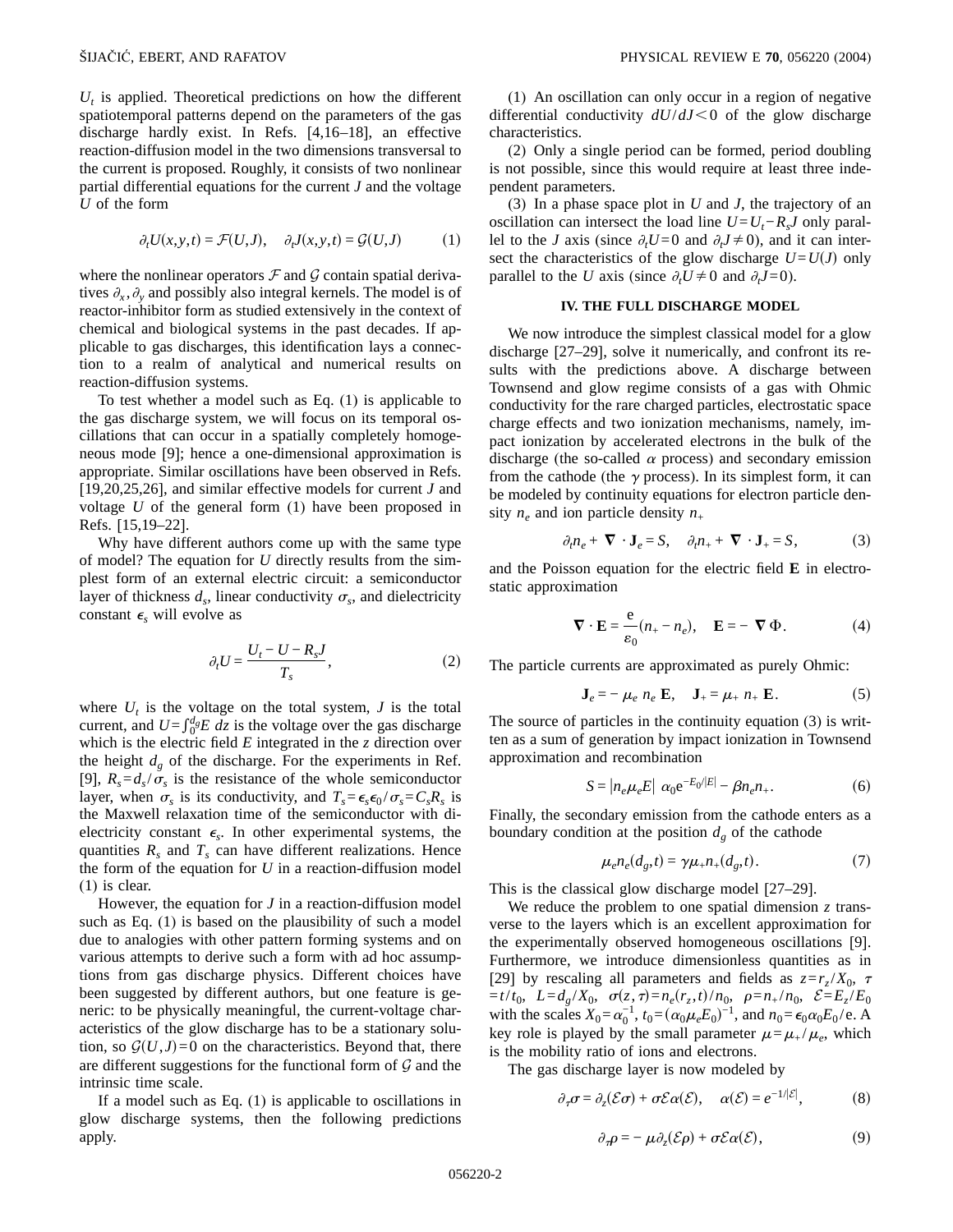$U_t$ is applied. Theoretical predictions on how the different spatiotemporal patterns depend on the parameters of the gas discharge hardly exist. In Refs. [4,16–18], an effective reaction-diffusion model in the two dimensions transversal to the current is proposed. Roughly, it consists of two nonlinear partial differential equations for the current $J$ and the voltage $U$ of the form

$$\partial_t U(x,y,t) = \mathcal{F}(U,J), \quad \partial_t J(x,y,t) = \mathcal{G}(U,J) \tag{1}$$

where the nonlinear operators $\mathcal{F}$ and $\mathcal{G}$ contain spatial derivatives $\partial_x, \partial_y$ and possibly also integral kernels. The model is of reactor-inhibitor form as studied extensively in the context of chemical and biological systems in the past decades. If applicable to gas discharges, this identification lays a connection to a realm of analytical and numerical results on reaction-diffusion systems.

To test whether a model such as Eq. (1) is applicable to the gas discharge system, we will focus on its temporal oscillations that can occur in a spatially completely homogeneous mode [9]; hence a one-dimensional approximation is appropriate. Similar oscillations have been observed in Refs. [19,20,25,26], and similar effective models for current $J$ and voltage $U$ of the general form (1) have been proposed in Refs. [15,19–22].

Why have different authors come up with the same type of model? The equation for $U$ directly results from the simplest form of an external electric circuit: a semiconductor layer of thickness $d_s$, linear conductivity $\sigma_s$, and dielectricity constant $\epsilon_s$ will evolve as

$$\partial_t U = \frac{U_t - U - R_s J}{T_s}, \tag{2}$$

where $U_t$ is the voltage on the total system, $J$ is the total current, and $U=\int_0^{d_g} E\, dz$ is the voltage over the gas discharge which is the electric field $E$ integrated in the $z$ direction over the height $d_g$ of the discharge. For the experiments in Ref. [9], $R_s = d_s/\sigma_s$ is the resistance of the whole semiconductor layer, when $\sigma_s$ is its conductivity, and $T_s = \epsilon_s \epsilon_0/\sigma_s = C_s R_s$ is the Maxwell relaxation time of the semiconductor with dielectricity constant $\epsilon_s$. In other experimental systems, the quantities $R_s$ and $T_s$ can have different realizations. Hence the form of the equation for $U$ in a reaction-diffusion model (1) is clear.

However, the equation for $J$ in a reaction-diffusion model such as Eq. (1) is based on the plausibility of such a model due to analogies with other pattern forming systems and on various attempts to derive such a form with ad hoc assumptions from gas discharge physics. Different choices have been suggested by different authors, but one feature is generic: to be physically meaningful, the current-voltage characteristics of the glow discharge has to be a stationary solution, so $\mathcal{G}(U,J)=0$ on the characteristics. Beyond that, there are different suggestions for the functional form of $\mathcal{G}$ and the intrinsic time scale.

If a model such as Eq. (1) is applicable to oscillations in glow discharge systems, then the following predictions apply.

(1) An oscillation can only occur in a region of negative differential conductivity $dU/dJ<0$ of the glow discharge characteristics.

(2) Only a single period can be formed, period doubling is not possible, since this would require at least three independent parameters.

(3) In a phase space plot in $U$ and $J$, the trajectory of an oscillation can intersect the load line $U=U_t - R_s J$ only parallel to the $J$ axis (since $\partial_t U = 0$ and $\partial_t J \neq 0$), and it can intersect the characteristics of the glow discharge $U=U(J)$ only parallel to the $U$ axis (since $\partial_t U \neq 0$ and $\partial_t J = 0$).

## IV. THE FULL DISCHARGE MODEL

We now introduce the simplest classical model for a glow discharge [27–29], solve it numerically, and confront its results with the predictions above. A discharge between Townsend and glow regime consists of a gas with Ohmic conductivity for the rare charged particles, electrostatic space charge effects and two ionization mechanisms, namely, impact ionization by accelerated electrons in the bulk of the discharge (the so-called $\alpha$ process) and secondary emission from the cathode (the $\gamma$ process). In its simplest form, it can be modeled by continuity equations for electron particle density $n_e$ and ion particle density $n_+$

$$\partial_t n_e + \nabla \cdot \mathbf{J}_e = S, \quad \partial_t n_+ + \nabla \cdot \mathbf{J}_+ = S, \tag{3}$$

and the Poisson equation for the electric field $\mathbf{E}$ in electrostatic approximation

$$\nabla \cdot \mathbf{E} = \frac{\mathrm{e}}{\varepsilon_0}(n_+ - n_e), \quad \mathbf{E} = -\nabla \Phi. \tag{4}$$

The particle currents are approximated as purely Ohmic:

$$\mathbf{J}_e = -\mu_e\, n_e\, \mathbf{E}, \quad \mathbf{J}_+ = \mu_+\, n_+\, \mathbf{E}. \tag{5}$$

The source of particles in the continuity equation (3) is written as a sum of generation by impact ionization in Townsend approximation and recombination

$$S = |n_e \mu_e E|\ \alpha_0 e^{-E_0/|E|} - \beta n_e n_+. \tag{6}$$

Finally, the secondary emission from the cathode enters as a boundary condition at the position $d_g$ of the cathode

$$\mu_e n_e(d_g,t) = \gamma \mu_+ n_+(d_g,t). \tag{7}$$

This is the classical glow discharge model [27–29].

We reduce the problem to one spatial dimension $z$ transverse to the layers which is an excellent approximation for the experimentally observed homogeneous oscillations [9]. Furthermore, we introduce dimensionless quantities as in [29] by rescaling all parameters and fields as $z=r_z/X_0$, $\tau = t/t_0$, $L=d_g/X_0$, $\sigma(z,\tau)=n_e(r_z,t)/n_0$, $\rho = n_+/n_0$, $\mathcal{E}=E_z/E_0$ with the scales $X_0=\alpha_0^{-1}$, $t_0=(\alpha_0 \mu_e E_0)^{-1}$, and $n_0=\epsilon_0 \alpha_0 E_0/\mathrm{e}$. A key role is played by the small parameter $\mu=\mu_+/\mu_e$, which is the mobility ratio of ions and electrons.

The gas discharge layer is now modeled by

$$\partial_\tau \sigma = \partial_z(\mathcal{E}\sigma) + \sigma \mathcal{E} \alpha(\mathcal{E}), \quad \alpha(\mathcal{E}) = e^{-1/|\mathcal{E}|}, \tag{8}$$

$$\partial_\tau \rho = -\mu \partial_z(\mathcal{E}\rho) + \sigma \mathcal{E} \alpha(\mathcal{E}), \tag{9}$$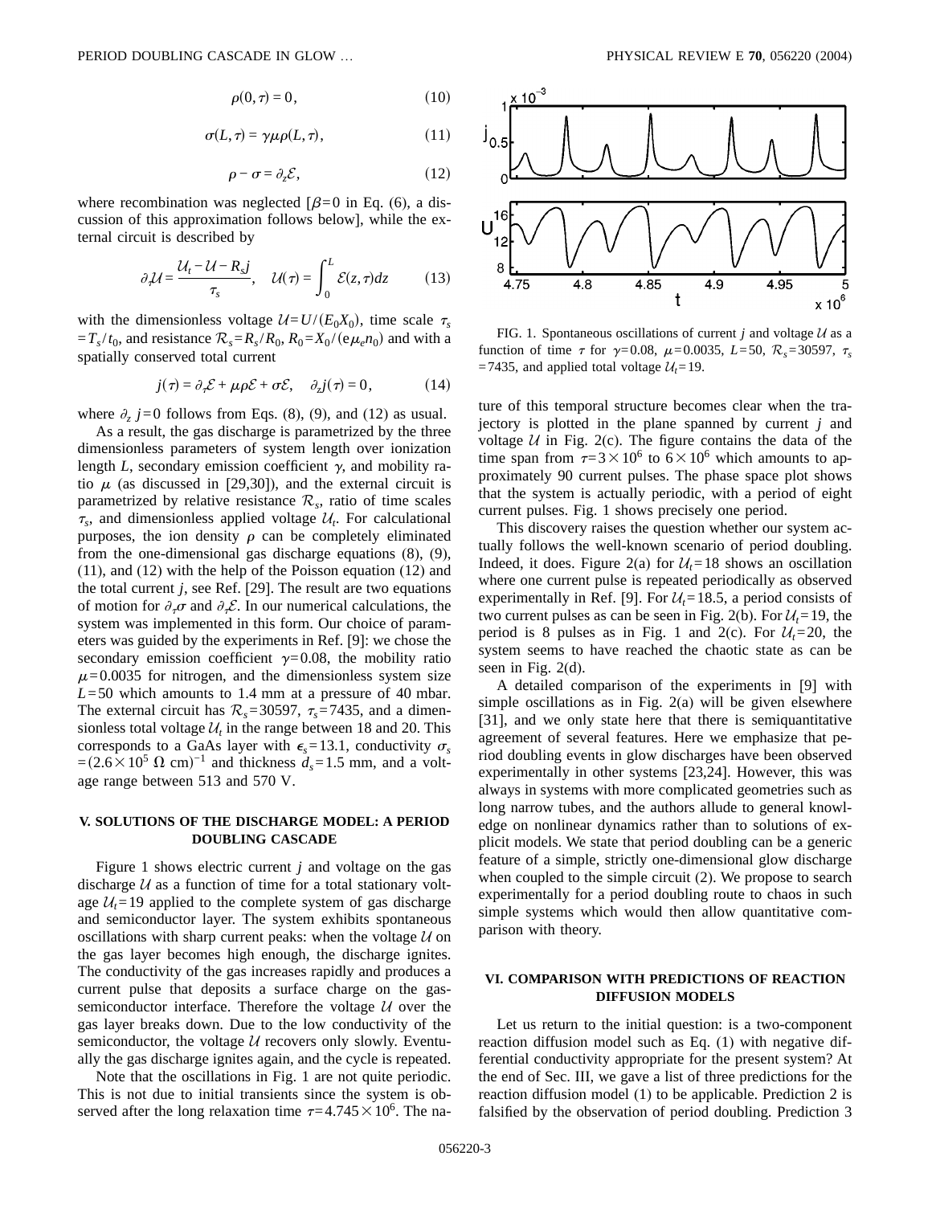$$\rho(0,\tau) = 0, \tag{10}$$

$$\sigma(L,\tau) = \gamma\mu\rho(L,\tau), \tag{11}$$

$$\rho - \sigma = \partial_z \mathcal{E}, \tag{12}$$

where recombination was neglected [$\beta=0$ in Eq. (6), a discussion of this approximation follows below], while the external circuit is described by

$$\partial_\tau \mathcal{U} = \frac{\mathcal{U}_t - \mathcal{U} - R_s j}{\tau_s}, \quad \mathcal{U}(\tau) = \int_0^L \mathcal{E}(z,\tau) dz \tag{13}$$

with the dimensionless voltage $\mathcal{U}=U/(E_0 X_0)$, time scale $\tau_s = T_s/t_0$, and resistance $\mathcal{R}_s = R_s/R_0$, $R_0 = X_0/(e\mu_e n_0)$ and with a spatially conserved total current

$$j(\tau) = \partial_\tau \mathcal{E} + \mu\rho\mathcal{E} + \sigma\mathcal{E}, \quad \partial_z j(\tau) = 0, \tag{14}$$

where $\partial_z j = 0$ follows from Eqs. (8), (9), and (12) as usual.

As a result, the gas discharge is parametrized by the three dimensionless parameters of system length over ionization length $L$, secondary emission coefficient $\gamma$, and mobility ratio $\mu$ (as discussed in [29,30]), and the external circuit is parametrized by relative resistance $\mathcal{R}_s$, ratio of time scales $\tau_s$, and dimensionless applied voltage $\mathcal{U}_t$. For calculational purposes, the ion density $\rho$ can be completely eliminated from the one-dimensional gas discharge equations (8), (9), (11), and (12) with the help of the Poisson equation (12) and the total current $j$, see Ref. [29]. The result are two equations of motion for $\partial_\tau \sigma$ and $\partial_\tau \mathcal{E}$. In our numerical calculations, the system was implemented in this form. Our choice of parameters was guided by the experiments in Ref. [9]: we chose the secondary emission coefficient $\gamma=0.08$, the mobility ratio $\mu=0.0035$ for nitrogen, and the dimensionless system size $L=50$ which amounts to 1.4 mm at a pressure of 40 mbar. The external circuit has $\mathcal{R}_s=30597$, $\tau_s=7435$, and a dimensionless total voltage $\mathcal{U}_t$ in the range between 18 and 20. This corresponds to a GaAs layer with $\epsilon_s=13.1$, conductivity $\sigma_s = (2.6\times 10^5\ \Omega\ \text{cm})^{-1}$ and thickness $d_s=1.5$ mm, and a voltage range between 513 and 570 V.

## V. SOLUTIONS OF THE DISCHARGE MODEL: A PERIOD DOUBLING CASCADE

Figure 1 shows electric current $j$ and voltage on the gas discharge $\mathcal{U}$ as a function of time for a total stationary voltage $\mathcal{U}_t=19$ applied to the complete system of gas discharge and semiconductor layer. The system exhibits spontaneous oscillations with sharp current peaks: when the voltage $\mathcal{U}$ on the gas layer becomes high enough, the discharge ignites. The conductivity of the gas increases rapidly and produces a current pulse that deposits a surface charge on the gas-semiconductor interface. Therefore the voltage $\mathcal{U}$ over the gas layer breaks down. Due to the low conductivity of the semiconductor, the voltage $\mathcal{U}$ recovers only slowly. Eventually the gas discharge ignites again, and the cycle is repeated.

Note that the oscillations in Fig. 1 are not quite periodic. This is not due to initial transients since the system is observed after the long relaxation time $\tau=4.745\times 10^6$. The nature of this temporal structure becomes clear when the trajectory is plotted in the plane spanned by current $j$ and voltage $\mathcal{U}$ in Fig. 2(c). The figure contains the data of the time span from $\tau=3\times 10^6$ to $6\times 10^6$ which amounts to approximately 90 current pulses. The phase space plot shows that the system is actually periodic, with a period of eight current pulses. Fig. 1 shows precisely one period.

FIG. 1. Spontaneous oscillations of current $j$ and voltage $\mathcal{U}$ as a function of time $\tau$ for $\gamma=0.08$, $\mu=0.0035$, $L=50$, $\mathcal{R}_s=30597$, $\tau_s=7435$, and applied total voltage $\mathcal{U}_t=19$.

This discovery raises the question whether our system actually follows the well-known scenario of period doubling. Indeed, it does. Figure 2(a) for $\mathcal{U}_t=18$ shows an oscillation where one current pulse is repeated periodically as observed experimentally in Ref. [9]. For $\mathcal{U}_t=18.5$, a period consists of two current pulses as can be seen in Fig. 2(b). For $\mathcal{U}_t=19$, the period is 8 pulses as in Fig. 1 and 2(c). For $\mathcal{U}_t=20$, the system seems to have reached the chaotic state as can be seen in Fig. 2(d).

A detailed comparison of the experiments in [9] with simple oscillations as in Fig. 2(a) will be given elsewhere [31], and we only state here that there is semiquantitative agreement of several features. Here we emphasize that period doubling events in glow discharges have been observed experimentally in other systems [23,24]. However, this was always in systems with more complicated geometries such as long narrow tubes, and the authors allude to general knowledge on nonlinear dynamics rather than to solutions of explicit models. We state that period doubling can be a generic feature of a simple, strictly one-dimensional glow discharge when coupled to the simple circuit (2). We propose to search experimentally for a period doubling route to chaos in such simple systems which would then allow quantitative comparison with theory.

## VI. COMPARISON WITH PREDICTIONS OF REACTION DIFFUSION MODELS

Let us return to the initial question: is a two-component reaction diffusion model such as Eq. (1) with negative differential conductivity appropriate for the present system? At the end of Sec. III, we gave a list of three predictions for the reaction diffusion model (1) to be applicable. Prediction 2 is falsified by the observation of period doubling. Prediction 3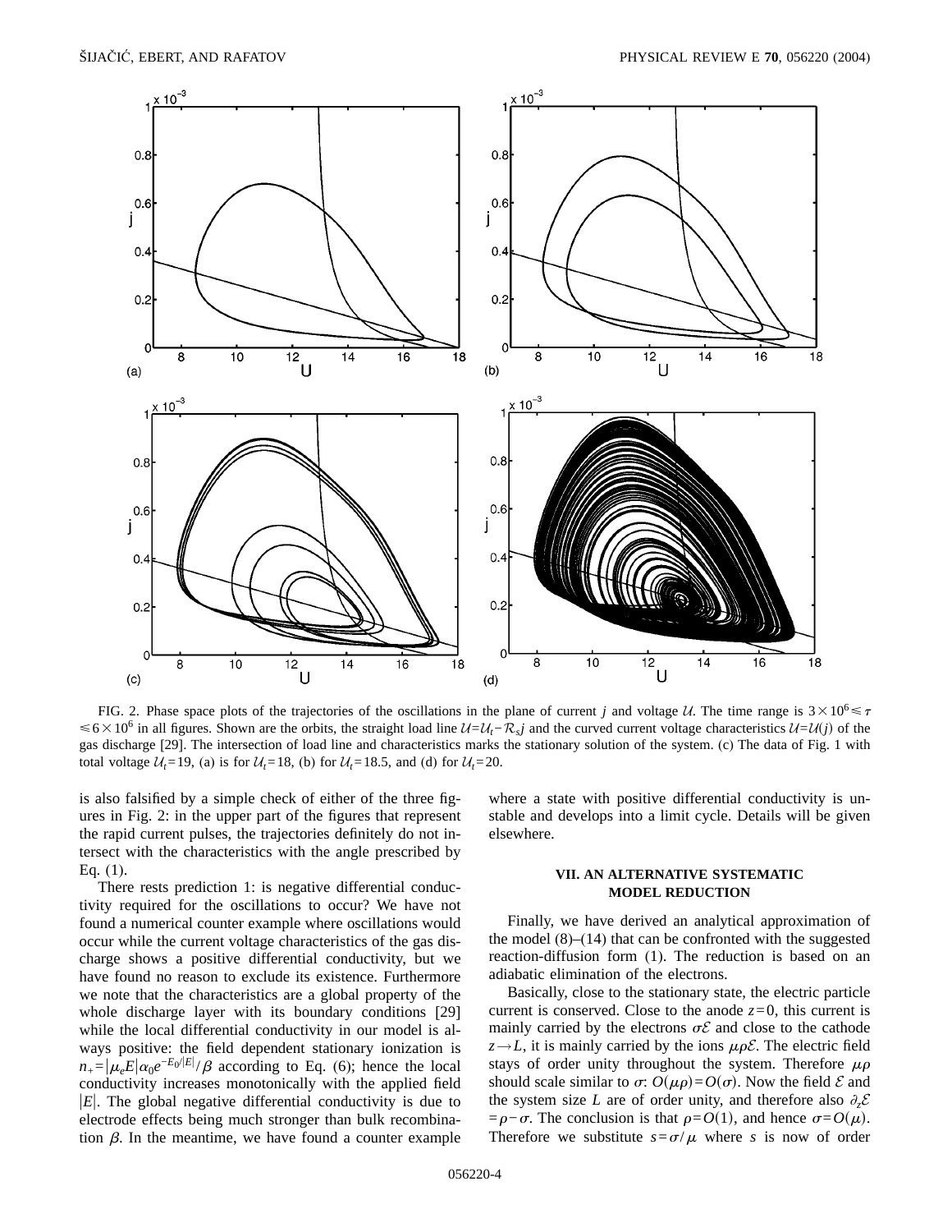FIG. 2. Phase space plots of the trajectories of the oscillations in the plane of current $j$ and voltage $\mathcal{U}$. The time range is $3\times10^6 \le \tau \le 6\times10^6$ in all figures. Shown are the orbits, the straight load line $\mathcal{U}=\mathcal{U}_t-\mathcal{R}_s j$ and the curved current voltage characteristics $\mathcal{U}=\mathcal{U}(j)$ of the gas discharge [29]. The intersection of load line and characteristics marks the stationary solution of the system. (c) The data of Fig. 1 with total voltage $\mathcal{U}_t=19$, (a) is for $\mathcal{U}_t=18$, (b) for $\mathcal{U}_t=18.5$, and (d) for $\mathcal{U}_t=20$.

is also falsified by a simple check of either of the three figures in Fig. 2: in the upper part of the figures that represent the rapid current pulses, the trajectories definitely do not intersect with the characteristics with the angle prescribed by Eq. (1).

There rests prediction 1: is negative differential conductivity required for the oscillations to occur? We have not found a numerical counter example where oscillations would occur while the current voltage characteristics of the gas discharge shows a positive differential conductivity, but we have found no reason to exclude its existence. Furthermore we note that the characteristics are a global property of the whole discharge layer with its boundary conditions [29] while the local differential conductivity in our model is always positive: the field dependent stationary ionization is $n_+=|\mu_e E|\alpha_0 e^{-E_0/|E|}/\beta$ according to Eq. (6); hence the local conductivity increases monotonically with the applied field $|E|$. The global negative differential conductivity is due to electrode effects being much stronger than bulk recombination $\beta$. In the meantime, we have found a counter example where a state with positive differential conductivity is unstable and develops into a limit cycle. Details will be given elsewhere.

## VII. AN ALTERNATIVE SYSTEMATIC MODEL REDUCTION

Finally, we have derived an analytical approximation of the model (8)–(14) that can be confronted with the suggested reaction-diffusion form (1). The reduction is based on an adiabatic elimination of the electrons.

Basically, close to the stationary state, the electric particle current is conserved. Close to the anode $z=0$, this current is mainly carried by the electrons $\sigma\mathcal{E}$ and close to the cathode $z\to L$, it is mainly carried by the ions $\mu\rho\mathcal{E}$. The electric field stays of order unity throughout the system. Therefore $\mu\rho$ should scale similar to $\sigma$: $O(\mu\rho)=O(\sigma)$. Now the field $\mathcal{E}$ and the system size $L$ are of order unity, and therefore also $\partial_z\mathcal{E}=\rho-\sigma$. The conclusion is that $\rho=O(1)$, and hence $\sigma=O(\mu)$. Therefore we substitute $s=\sigma/\mu$ where $s$ is now of order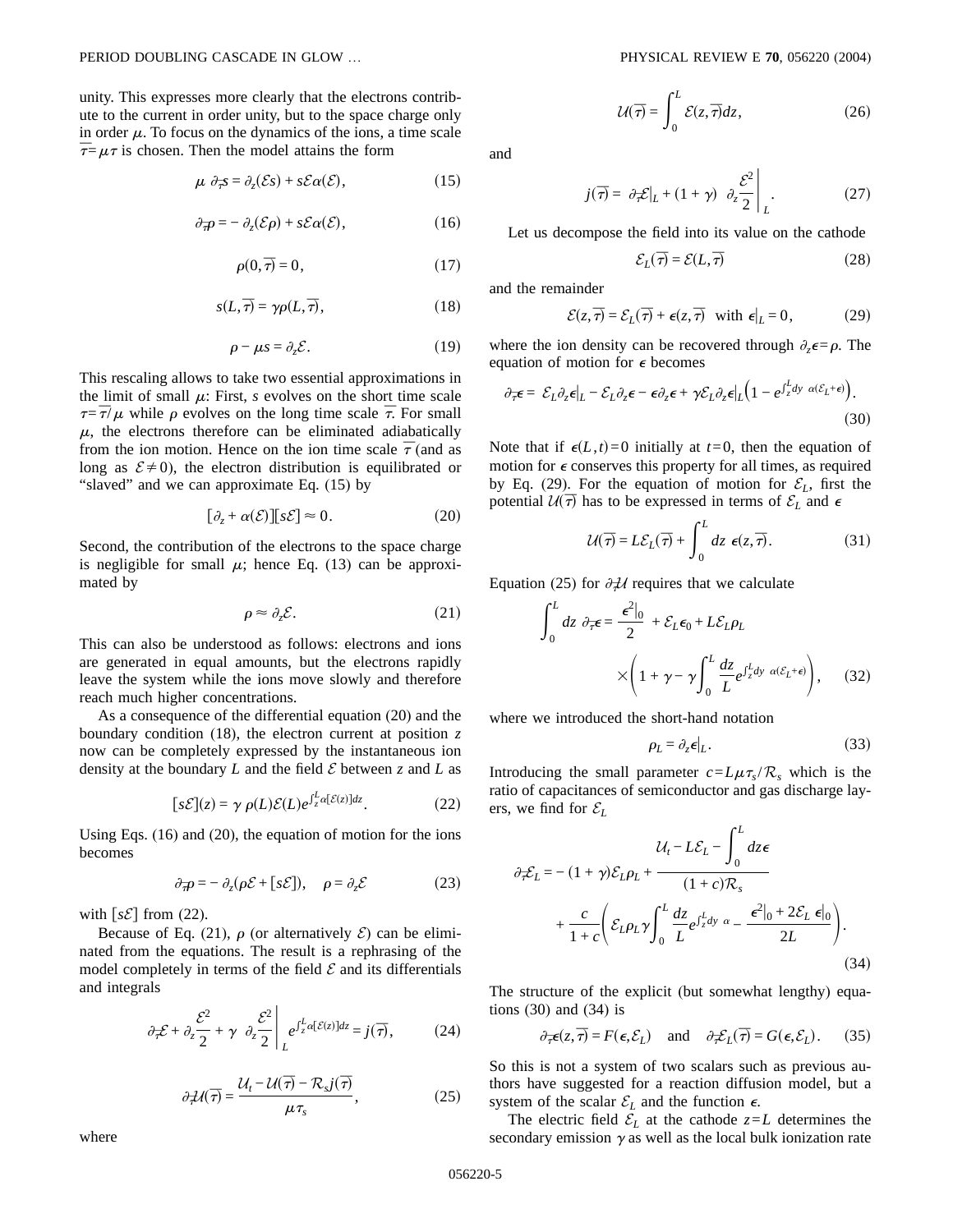unity. This expresses more clearly that the electrons contribute to the current in order unity, but to the space charge only in order $\mu$. To focus on the dynamics of the ions, a time scale $\overline{\tau}=\mu\tau$ is chosen. Then the model attains the form

$$\mu\ \partial_{\overline{\tau}} s = \partial_z(\mathcal{E}s) + s\mathcal{E}\alpha(\mathcal{E}), \tag{15}$$

$$\partial_{\overline{\tau}}\rho = -\partial_z(\mathcal{E}\rho) + s\mathcal{E}\alpha(\mathcal{E}), \tag{16}$$

$$\rho(0,\overline{\tau}) = 0, \tag{17}$$

$$s(L,\overline{\tau}) = \gamma\rho(L,\overline{\tau}), \tag{18}$$

$$\rho - \mu s = \partial_z\mathcal{E}. \tag{19}$$

This rescaling allows to take two essential approximations in the limit of small $\mu$: First, $s$ evolves on the short time scale $\tau=\overline{\tau}/\mu$ while $\rho$ evolves on the long time scale $\overline{\tau}$. For small $\mu$, the electrons therefore can be eliminated adiabatically from the ion motion. Hence on the ion time scale $\overline{\tau}$ (and as long as $\mathcal{E}\neq 0$), the electron distribution is equilibrated or "slaved" and we can approximate Eq. (15) by

$$[\partial_z + \alpha(\mathcal{E})][s\mathcal{E}] \approx 0. \tag{20}$$

Second, the contribution of the electrons to the space charge is negligible for small $\mu$; hence Eq. (13) can be approximated by

$$\rho \approx \partial_z\mathcal{E}. \tag{21}$$

This can also be understood as follows: electrons and ions are generated in equal amounts, but the electrons rapidly leave the system while the ions move slowly and therefore reach much higher concentrations.

As a consequence of the differential equation (20) and the boundary condition (18), the electron current at position $z$ now can be completely expressed by the instantaneous ion density at the boundary $L$ and the field $\mathcal{E}$ between $z$ and $L$ as

$$[s\mathcal{E}](z) = \gamma\ \rho(L)\mathcal{E}(L)e^{\int_z^L \alpha[\mathcal{E}(z)]dz}. \tag{22}$$

Using Eqs. (16) and (20), the equation of motion for the ions becomes

$$\partial_{\overline{\tau}}\rho = -\partial_z(\rho\mathcal{E} + [s\mathcal{E}]), \quad \rho = \partial_z\mathcal{E} \tag{23}$$

with $[s\mathcal{E}]$ from (22).

Because of Eq. (21), $\rho$ (or alternatively $\mathcal{E}$) can be eliminated from the equations. The result is a rephrasing of the model completely in terms of the field $\mathcal{E}$ and its differentials and integrals

$$\partial_{\overline{\tau}}\mathcal{E} + \partial_z\frac{\mathcal{E}^2}{2} + \gamma\ \left.\partial_z\frac{\mathcal{E}^2}{2}\right|_L e^{\int_z^L \alpha[\mathcal{E}(z)]dz} = j(\overline{\tau}), \tag{24}$$

$$\partial_{\overline{\tau}}\mathcal{U}(\overline{\tau}) = \frac{\mathcal{U}_t - \mathcal{U}(\overline{\tau}) - \mathcal{R}_s j(\overline{\tau})}{\mu\tau_s}, \tag{25}$$

where

$$\mathcal{U}(\overline{\tau}) = \int_0^L \mathcal{E}(z,\overline{\tau})dz, \tag{26}$$

and

$$j(\overline{\tau}) = \left.\partial_{\overline{\tau}}\mathcal{E}\right|_L + (1+\gamma)\ \left.\partial_z\frac{\mathcal{E}^2}{2}\right|_L. \tag{27}$$

Let us decompose the field into its value on the cathode

$$\mathcal{E}_L(\overline{\tau}) = \mathcal{E}(L,\overline{\tau}) \tag{28}$$

and the remainder

$$\mathcal{E}(z,\overline{\tau}) = \mathcal{E}_L(\overline{\tau}) + \epsilon(z,\overline{\tau}) \quad \text{with } \epsilon|_L = 0, \tag{29}$$

where the ion density can be recovered through $\partial_z\epsilon=\rho$. The equation of motion for $\epsilon$ becomes

$$\partial_{\overline{\tau}}\epsilon = \mathcal{E}_L\partial_z\epsilon|_L - \mathcal{E}_L\partial_z\epsilon - \epsilon\partial_z\epsilon + \gamma\mathcal{E}_L\partial_z\epsilon|_L\left(1 - e^{\int_z^L dy\ \alpha(\mathcal{E}_L+\epsilon)}\right). \tag{30}$$

Note that if $\epsilon(L,t)=0$ initially at $t=0$, then the equation of motion for $\epsilon$ conserves this property for all times, as required by Eq. (29). For the equation of motion for $\mathcal{E}_L$, first the potential $\mathcal{U}(\overline{\tau})$ has to be expressed in terms of $\mathcal{E}_L$ and $\epsilon$

$$\mathcal{U}(\overline{\tau}) = L\mathcal{E}_L(\overline{\tau}) + \int_0^L dz\ \epsilon(z,\overline{\tau}). \tag{31}$$

Equation (25) for $\partial_{\overline{\tau}}\mathcal{U}$ requires that we calculate

$$\int_0^L dz\ \partial_{\overline{\tau}}\epsilon = \frac{\epsilon^2|_0}{2} + \mathcal{E}_L\epsilon_0 + L\mathcal{E}_L\rho_L \times\left(1 + \gamma - \gamma\int_0^L \frac{dz}{L}e^{\int_z^L dy\ \alpha(\mathcal{E}_L+\epsilon)}\right), \tag{32}$$

where we introduced the short-hand notation

$$\rho_L = \partial_z\epsilon|_L. \tag{33}$$

Introducing the small parameter $c=L\mu\tau_s/\mathcal{R}_s$ which is the ratio of capacitances of semiconductor and gas discharge layers, we find for $\mathcal{E}_L$

$$\partial_{\overline{\tau}}\mathcal{E}_L = -(1+\gamma)\mathcal{E}_L\rho_L + \frac{\mathcal{U}_t - L\mathcal{E}_L - \int_0^L dz\epsilon}{(1+c)\mathcal{R}_s} + \frac{c}{1+c}\left(\mathcal{E}_L\rho_L\gamma\int_0^L \frac{dz}{L}e^{\int_z^L dy\ \alpha} - \frac{\epsilon^2|_0 + 2\mathcal{E}_L\ \epsilon|_0}{2L}\right). \tag{34}$$

The structure of the explicit (but somewhat lengthy) equations (30) and (34) is

$$\partial_{\overline{\tau}}\epsilon(z,\overline{\tau}) = F(\epsilon,\mathcal{E}_L) \quad \text{and} \quad \partial_{\overline{\tau}}\mathcal{E}_L(\overline{\tau}) = G(\epsilon,\mathcal{E}_L). \tag{35}$$

So this is not a system of two scalars such as previous authors have suggested for a reaction diffusion model, but a system of the scalar $\mathcal{E}_L$ and the function $\epsilon$.

The electric field $\mathcal{E}_L$ at the cathode $z=L$ determines the secondary emission $\gamma$ as well as the local bulk ionization rate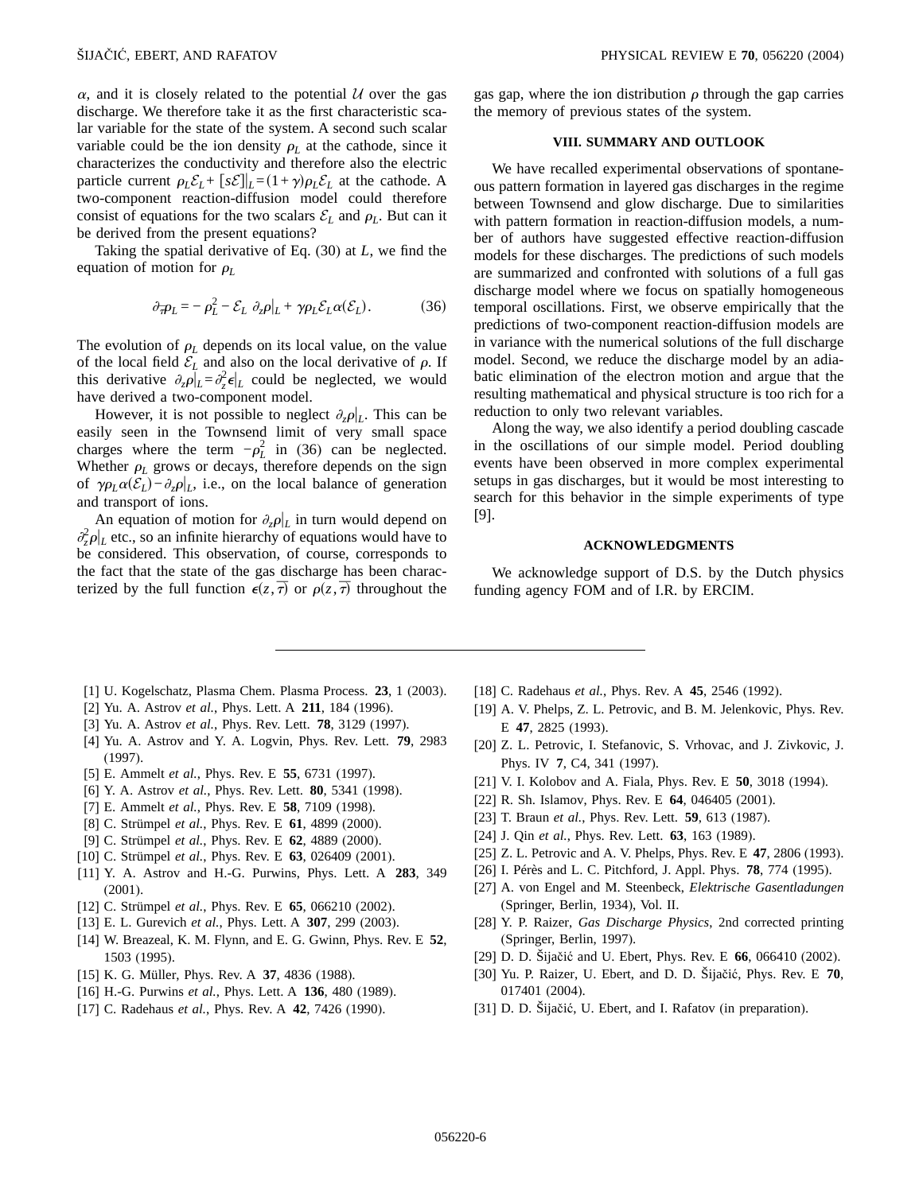$\alpha$, and it is closely related to the potential $\mathcal{U}$ over the gas discharge. We therefore take it as the first characteristic scalar variable for the state of the system. A second such scalar variable could be the ion density $\rho_L$ at the cathode, since it characterizes the conductivity and therefore also the electric particle current $\rho_L \mathcal{E}_L + [s\mathcal{E}]|_L = (1+\gamma)\rho_L \mathcal{E}_L$ at the cathode. A two-component reaction-diffusion model could therefore consist of equations for the two scalars $\mathcal{E}_L$ and $\rho_L$. But can it be derived from the present equations?

Taking the spatial derivative of Eq. (30) at $L$, we find the equation of motion for $\rho_L$

$$\partial_{\bar{\tau}} \rho_L = -\rho_L^2 - \mathcal{E}_L \; \partial_z \rho|_L + \gamma \rho_L \mathcal{E}_L \alpha(\mathcal{E}_L). \qquad (36)$$

The evolution of $\rho_L$ depends on its local value, on the value of the local field $\mathcal{E}_L$ and also on the local derivative of $\rho$. If this derivative $\partial_z \rho|_L = \partial_z^2 \epsilon|_L$ could be neglected, we would have derived a two-component model.

However, it is not possible to neglect $\partial_z \rho|_L$. This can be easily seen in the Townsend limit of very small space charges where the term $-\rho_L^2$ in (36) can be neglected. Whether $\rho_L$ grows or decays, therefore depends on the sign of $\gamma \rho_L \alpha(\mathcal{E}_L) - \partial_z \rho|_L$, i.e., on the local balance of generation and transport of ions.

An equation of motion for $\partial_z \rho|_L$ in turn would depend on $\partial_z^2 \rho|_L$ etc., so an infinite hierarchy of equations would have to be considered. This observation, of course, corresponds to the fact that the state of the gas discharge has been characterized by the full function $\epsilon(z,\bar{\tau})$ or $\rho(z,\bar{\tau})$ throughout the gas gap, where the ion distribution $\rho$ through the gap carries the memory of previous states of the system.

## VIII. SUMMARY AND OUTLOOK

We have recalled experimental observations of spontaneous pattern formation in layered gas discharges in the regime between Townsend and glow discharge. Due to similarities with pattern formation in reaction-diffusion models, a number of authors have suggested effective reaction-diffusion models for these discharges. The predictions of such models are summarized and confronted with solutions of a full gas discharge model where we focus on spatially homogeneous temporal oscillations. First, we observe empirically that the predictions of two-component reaction-diffusion models are in variance with the numerical solutions of the full discharge model. Second, we reduce the discharge model by an adiabatic elimination of the electron motion and argue that the resulting mathematical and physical structure is too rich for a reduction to only two relevant variables.

Along the way, we also identify a period doubling cascade in the oscillations of our simple model. Period doubling events have been observed in more complex experimental setups in gas discharges, but it would be most interesting to search for this behavior in the simple experiments of type [9].

## ACKNOWLEDGMENTS

We acknowledge support of D.S. by the Dutch physics funding agency FOM and of I.R. by ERCIM.

---

[1] U. Kogelschatz, Plasma Chem. Plasma Process. **23**, 1 (2003).
[2] Yu. A. Astrov *et al.*, Phys. Lett. A **211**, 184 (1996).
[3] Yu. A. Astrov *et al.*, Phys. Rev. Lett. **78**, 3129 (1997).
[4] Yu. A. Astrov and Y. A. Logvin, Phys. Rev. Lett. **79**, 2983 (1997).
[5] E. Ammelt *et al.*, Phys. Rev. E **55**, 6731 (1997).
[6] Y. A. Astrov *et al.*, Phys. Rev. Lett. **80**, 5341 (1998).
[7] E. Ammelt *et al.*, Phys. Rev. E **58**, 7109 (1998).
[8] C. Strümpel *et al.*, Phys. Rev. E **61**, 4899 (2000).
[9] C. Strümpel *et al.*, Phys. Rev. E **62**, 4889 (2000).
[10] C. Strümpel *et al.*, Phys. Rev. E **63**, 026409 (2001).
[11] Y. A. Astrov and H.-G. Purwins, Phys. Lett. A **283**, 349 (2001).
[12] C. Strümpel *et al.*, Phys. Rev. E **65**, 066210 (2002).
[13] E. L. Gurevich *et al.*, Phys. Lett. A **307**, 299 (2003).
[14] W. Breazeal, K. M. Flynn, and E. G. Gwinn, Phys. Rev. E **52**, 1503 (1995).
[15] K. G. Müller, Phys. Rev. A **37**, 4836 (1988).
[16] H.-G. Purwins *et al.*, Phys. Lett. A **136**, 480 (1989).
[17] C. Radehaus *et al.*, Phys. Rev. A **42**, 7426 (1990).
[18] C. Radehaus *et al.*, Phys. Rev. A **45**, 2546 (1992).
[19] A. V. Phelps, Z. L. Petrovic, and B. M. Jelenkovic, Phys. Rev. E **47**, 2825 (1993).
[20] Z. L. Petrovic, I. Stefanovic, S. Vrhovac, and J. Zivkovic, J. Phys. IV **7**, C4, 341 (1997).
[21] V. I. Kolobov and A. Fiala, Phys. Rev. E **50**, 3018 (1994).
[22] R. Sh. Islamov, Phys. Rev. E **64**, 046405 (2001).
[23] T. Braun *et al.*, Phys. Rev. Lett. **59**, 613 (1987).
[24] J. Qin *et al.*, Phys. Rev. Lett. **63**, 163 (1989).
[25] Z. L. Petrovic and A. V. Phelps, Phys. Rev. E **47**, 2806 (1993).
[26] I. Pérès and L. C. Pitchford, J. Appl. Phys. **78**, 774 (1995).
[27] A. von Engel and M. Steenbeck, *Elektrische Gasentladungen* (Springer, Berlin, 1934), Vol. II.
[28] Y. P. Raizer, *Gas Discharge Physics*, 2nd corrected printing (Springer, Berlin, 1997).
[29] D. D. Šijačić and U. Ebert, Phys. Rev. E **66**, 066410 (2002).
[30] Yu. P. Raizer, U. Ebert, and D. D. Šijačić, Phys. Rev. E **70**, 017401 (2004).
[31] D. D. Šijačić, U. Ebert, and I. Rafatov (in preparation).